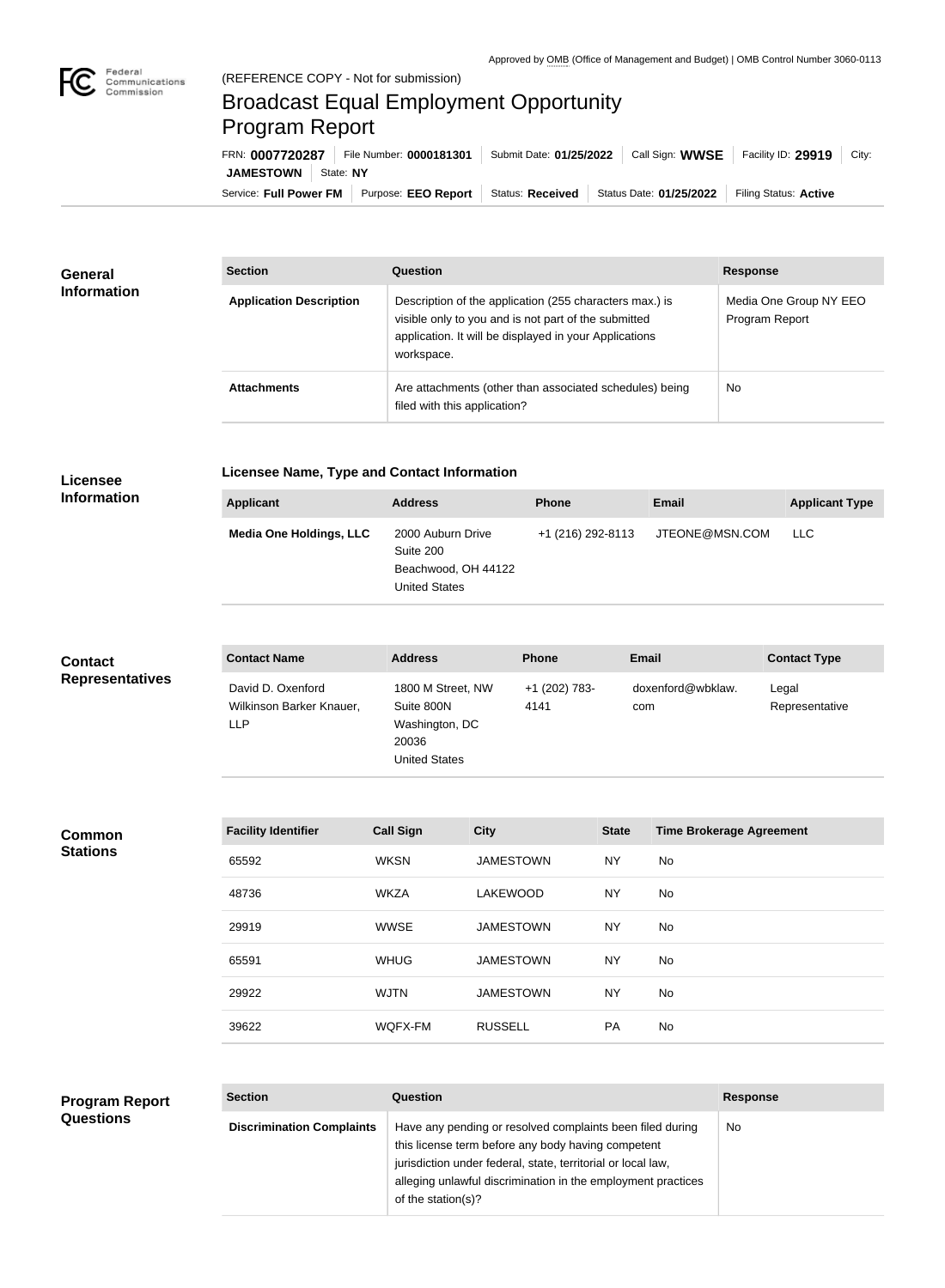Approved by OMB (Office of Management and Budget) | OMB Control Number 3060-0113

(REFERENCE COPY - Not for submission)

# Broadcast Equal Employment Opportunity Program Report

FRN: **0007720287** | File Number: **0000181301** | Submit Date: **01/25/2022** | Call Sign: **WWSE** | Facility ID: **29919** | City: **JAMESTOWN** | State: **NY**

Service: **Full Power FM** | Purpose: **EEO Report** | Status: **Received** | Status Date: **01/25/2022** | Filing Status: **Active**

## General Information

| Section | Question | Response |
| --- | --- | --- |
| **Application Description** | Description of the application (255 characters max.) is visible only to you and is not part of the submitted application. It will be displayed in your Applications workspace. | Media One Group NY EEO Program Report |
| **Attachments** | Are attachments (other than associated schedules) being filed with this application? | No |

## Licensee Information

**Licensee Name, Type and Contact Information**

| Applicant | Address | Phone | Email | Applicant Type |
| --- | --- | --- | --- | --- |
| **Media One Holdings, LLC** | 2000 Auburn Drive Suite 200 Beachwood, OH 44122 United States | +1 (216) 292-8113 | JTEONE@MSN.COM | LLC |

## Contact Representatives

| Contact Name | Address | Phone | Email | Contact Type |
| --- | --- | --- | --- | --- |
| David D. Oxenford Wilkinson Barker Knauer, LLP | 1800 M Street, NW Suite 800N Washington, DC 20036 United States | +1 (202) 783-4141 | doxenford@wbklaw.com | Legal Representative |

## Common Stations

| Facility Identifier | Call Sign | City | State | Time Brokerage Agreement |
| --- | --- | --- | --- | --- |
| 65592 | WKSN | JAMESTOWN | NY | No |
| 48736 | WKZA | LAKEWOOD | NY | No |
| 29919 | WWSE | JAMESTOWN | NY | No |
| 65591 | WHUG | JAMESTOWN | NY | No |
| 29922 | WJTN | JAMESTOWN | NY | No |
| 39622 | WQFX-FM | RUSSELL | PA | No |

## Program Report Questions

| Section | Question | Response |
| --- | --- | --- |
| **Discrimination Complaints** | Have any pending or resolved complaints been filed during this license term before any body having competent jurisdiction under federal, state, territorial or local law, alleging unlawful discrimination in the employment practices of the station(s)? | No |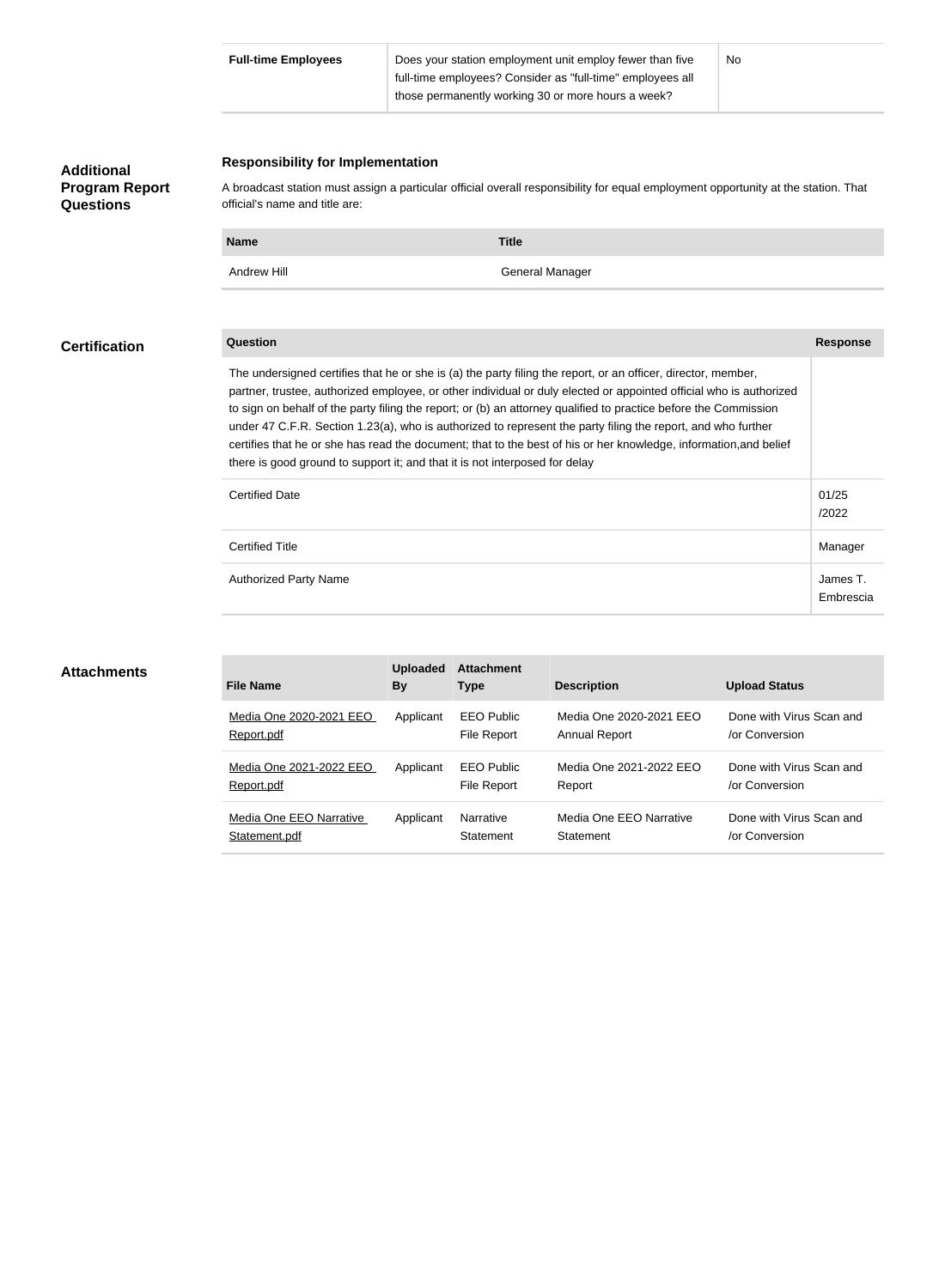| | | |
|---|---|---|
| **Full-time Employees** | Does your station employment unit employ fewer than five full-time employees? Consider as "full-time" employees all those permanently working 30 or more hours a week? | No |

## Additional Program Report Questions

### Responsibility for Implementation

A broadcast station must assign a particular official overall responsibility for equal employment opportunity at the station. That official's name and title are:

| Name | Title |
|---|---|
| Andrew Hill | General Manager |

## Certification

| Question | Response |
|---|---|
| The undersigned certifies that he or she is (a) the party filing the report, or an officer, director, member, partner, trustee, authorized employee, or other individual or duly elected or appointed official who is authorized to sign on behalf of the party filing the report; or (b) an attorney qualified to practice before the Commission under 47 C.F.R. Section 1.23(a), who is authorized to represent the party filing the report, and who further certifies that he or she has read the document; that to the best of his or her knowledge, information,and belief there is good ground to support it; and that it is not interposed for delay | |
| Certified Date | 01/25/2022 |
| Certified Title | Manager |
| Authorized Party Name | James T. Embrescia |

## Attachments

| File Name | Uploaded By | Attachment Type | Description | Upload Status |
|---|---|---|---|---|
| Media One 2020-2021 EEO Report.pdf | Applicant | EEO Public File Report | Media One 2020-2021 EEO Annual Report | Done with Virus Scan and /or Conversion |
| Media One 2021-2022 EEO Report.pdf | Applicant | EEO Public File Report | Media One 2021-2022 EEO Report | Done with Virus Scan and /or Conversion |
| Media One EEO Narrative Statement.pdf | Applicant | Narrative Statement | Media One EEO Narrative Statement | Done with Virus Scan and /or Conversion |